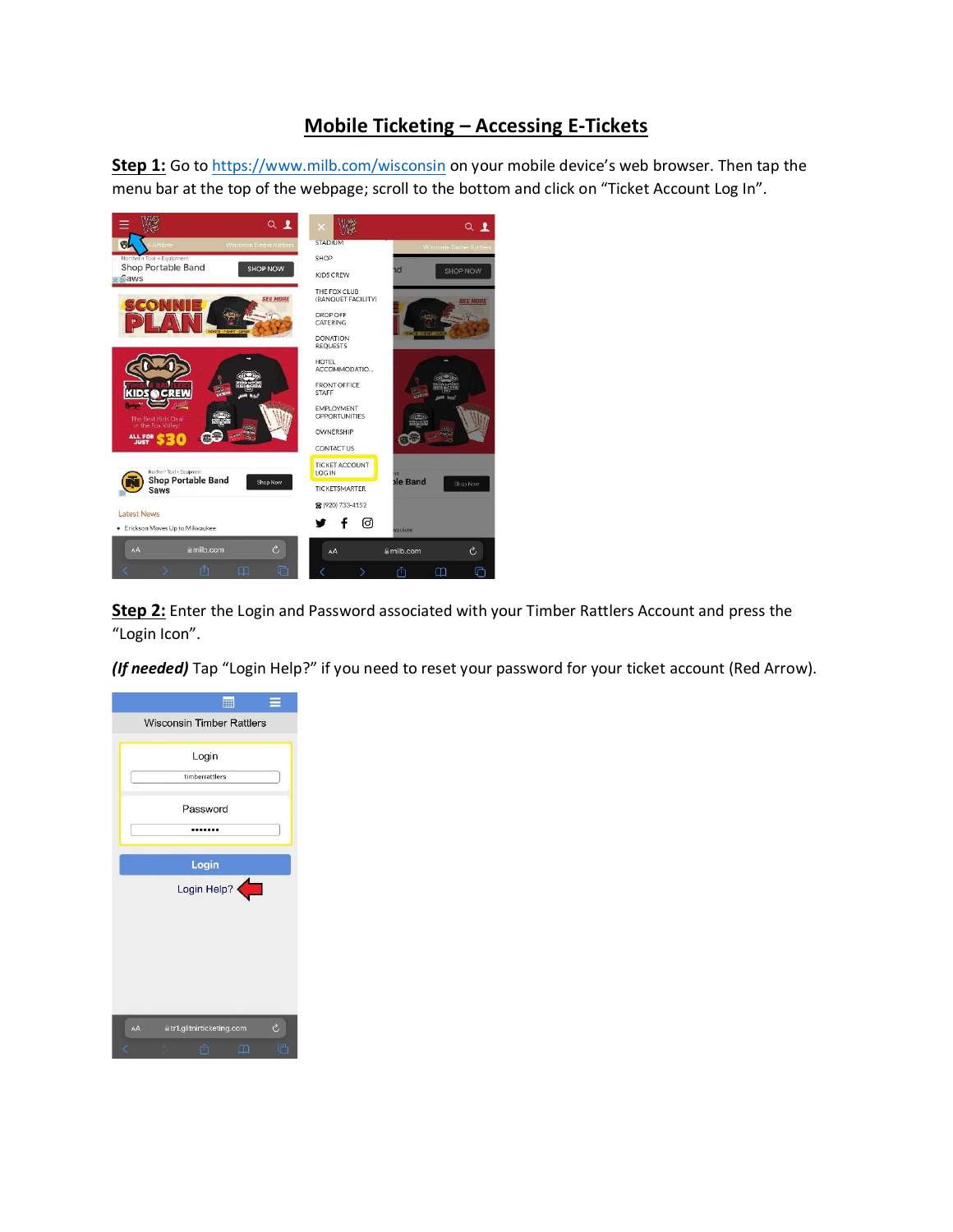# Mobile Ticketing – Accessing E-Tickets

**Step 1:** Go to https://www.milb.com/wisconsin on your mobile device's web browser. Then tap the menu bar at the top of the webpage; scroll to the bottom and click on "Ticket Account Log In".

**Step 2:** Enter the Login and Password associated with your Timber Rattlers Account and press the "Login Icon".

***(If needed)*** Tap "Login Help?" if you need to reset your password for your ticket account (Red Arrow).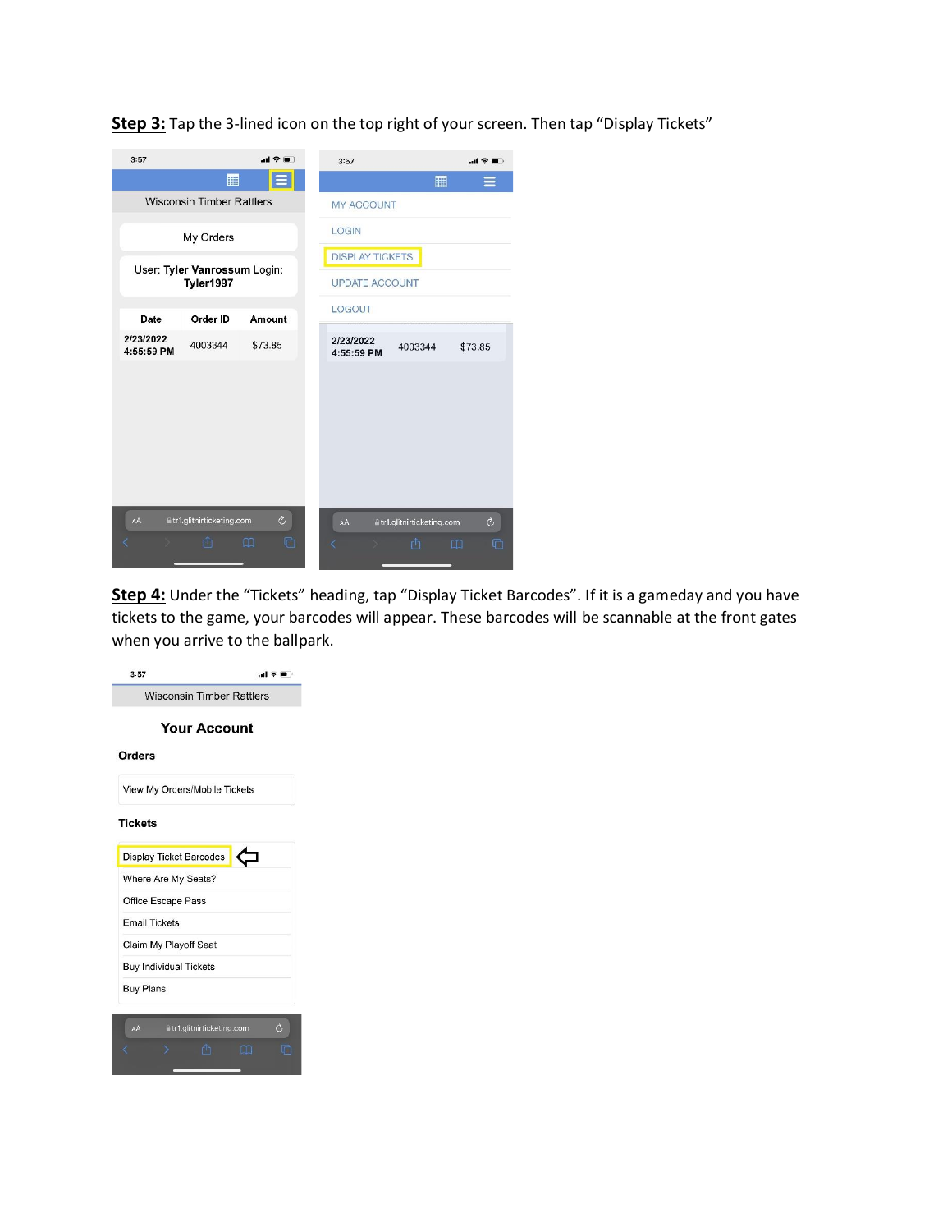**Step 3:** Tap the 3-lined icon on the top right of your screen. Then tap "Display Tickets"

3:57

Wisconsin Timber Rattlers

My Orders

User: **Tyler Vanrossum** Login: **Tyler1997**

| Date | Order ID | Amount |
|---|---|---|
| 2/23/2022 4:55:59 PM | 4003344 | $73.85 |

tr1.glitnirticketing.com

3:57

MY ACCOUNT

LOGIN

DISPLAY TICKETS

UPDATE ACCOUNT

LOGOUT

| 2/23/2022 4:55:59 PM | 4003344 | $73.85 |
|---|---|---|

tr1.glitnirticketing.com

**Step 4:** Under the "Tickets" heading, tap "Display Ticket Barcodes". If it is a gameday and you have tickets to the game, your barcodes will appear. These barcodes will be scannable at the front gates when you arrive to the ballpark.

3:57

Wisconsin Timber Rattlers

**Your Account**

**Orders**

View My Orders/Mobile Tickets

**Tickets**

Display Ticket Barcodes

Where Are My Seats?

Office Escape Pass

Email Tickets

Claim My Playoff Seat

Buy Individual Tickets

Buy Plans

tr1.glitnirticketing.com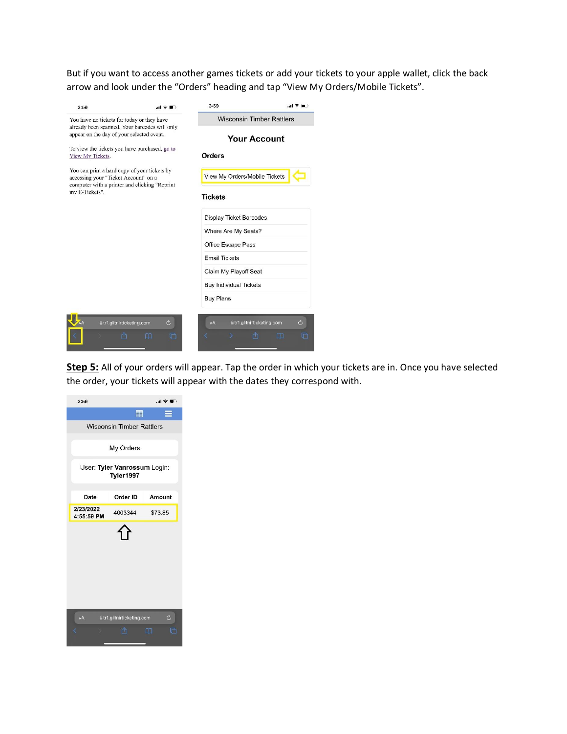But if you want to access another games tickets or add your tickets to your apple wallet, click the back arrow and look under the "Orders" heading and tap "View My Orders/Mobile Tickets".

3:59

You have no tickets for today or they have already been scanned. Your barcodes will only appear on the day of your selected event.

To view the tickets you have purchased, go to View My Tickets.

You can print a hard copy of your tickets by accessing your "Ticket Account" on a computer with a printer and clicking "Reprint my E-Tickets".

tr1.glitnirticketing.com

3:59

Wisconsin Timber Rattlers

Your Account

Orders

View My Orders/Mobile Tickets

Tickets

- Display Ticket Barcodes
- Where Are My Seats?
- Office Escape Pass
- Email Tickets
- Claim My Playoff Seat
- Buy Individual Tickets
- Buy Plans

tr1.glitnirticketing.com

**Step 5:** All of your orders will appear. Tap the order in which your tickets are in. Once you have selected the order, your tickets will appear with the dates they correspond with.

3:59

Wisconsin Timber Rattlers

My Orders

User: **Tyler Vanrossum** Login: **Tyler1997**

| Date | Order ID | Amount |
| --- | --- | --- |
| 2/23/2022 4:55:59 PM | 4003344 | $73.85 |

tr1.glitnirticketing.com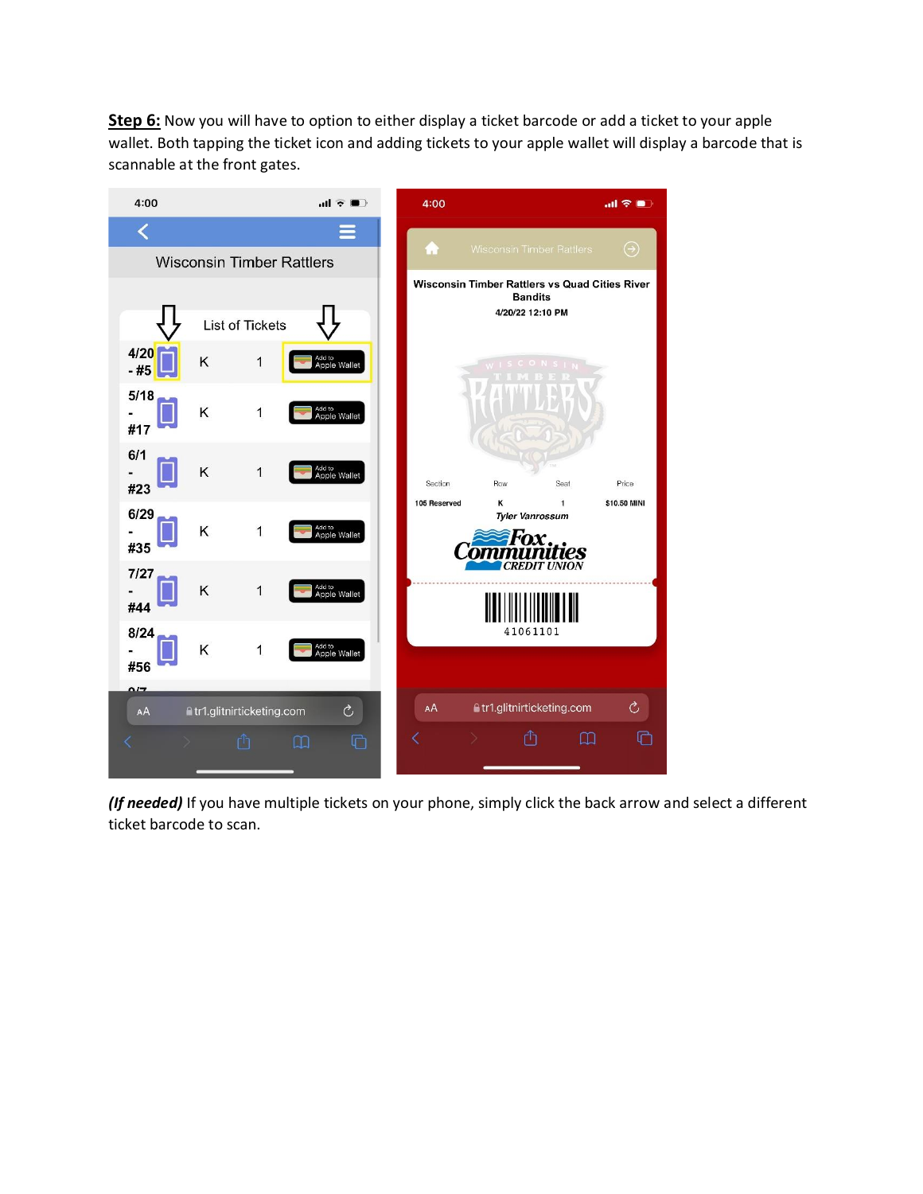**Step 6:** Now you will have to option to either display a ticket barcode or add a ticket to your apple wallet. Both tapping the ticket icon and adding tickets to your apple wallet will display a barcode that is scannable at the front gates.

***(If needed)*** If you have multiple tickets on your phone, simply click the back arrow and select a different ticket barcode to scan.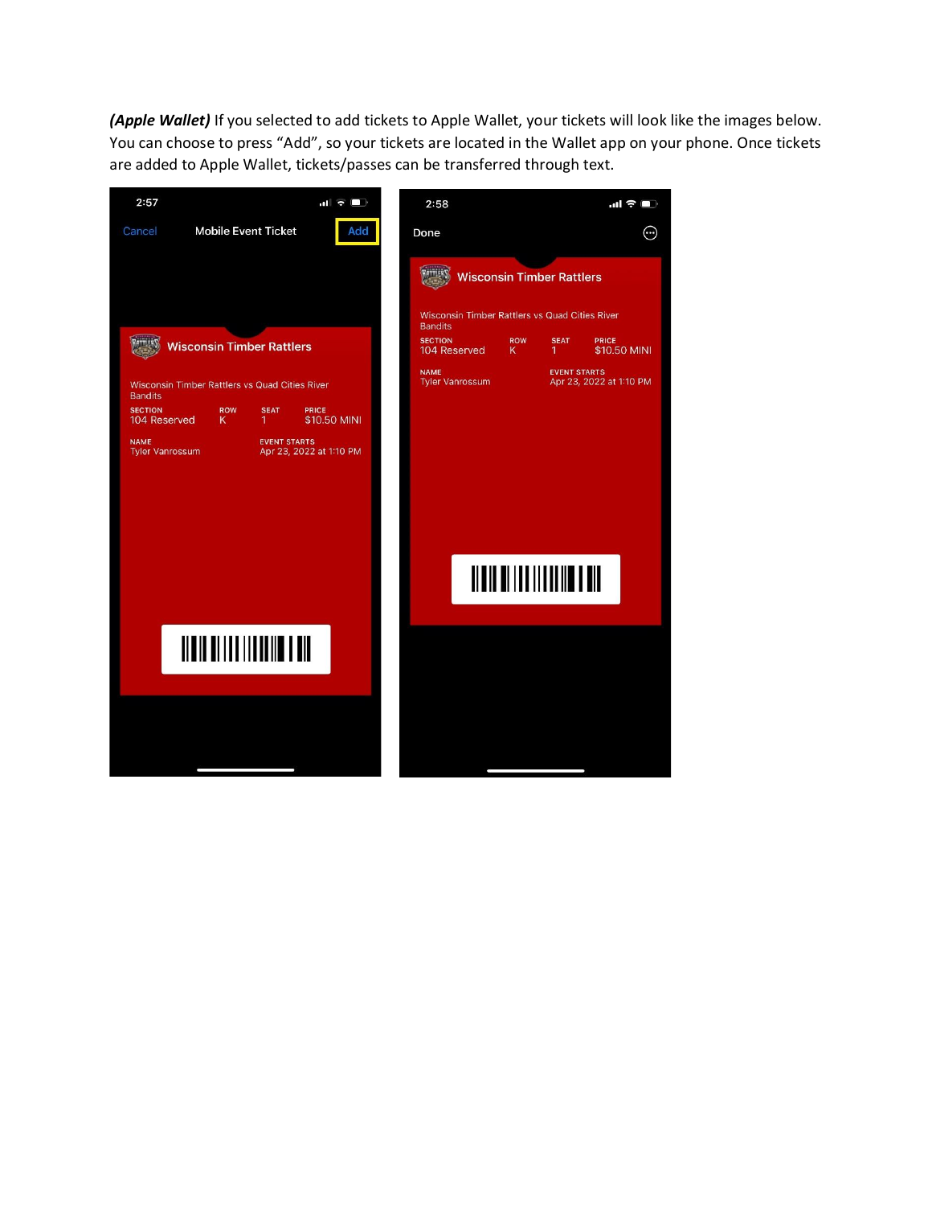***(Apple Wallet)*** If you selected to add tickets to Apple Wallet, your tickets will look like the images below. You can choose to press "Add", so your tickets are located in the Wallet app on your phone. Once tickets are added to Apple Wallet, tickets/passes can be transferred through text.

2:57

Cancel Mobile Event Ticket Add

Wisconsin Timber Rattlers

Wisconsin Timber Rattlers vs Quad Cities River Bandits

SECTION 104 Reserved ROW K SEAT 1 PRICE $10.50 MINI

NAME Tyler Vanrossum EVENT STARTS Apr 23, 2022 at 1:10 PM

2:58

Done

Wisconsin Timber Rattlers

Wisconsin Timber Rattlers vs Quad Cities River Bandits

SECTION 104 Reserved ROW K SEAT 1 PRICE $10.50 MINI

NAME Tyler Vanrossum EVENT STARTS Apr 23, 2022 at 1:10 PM